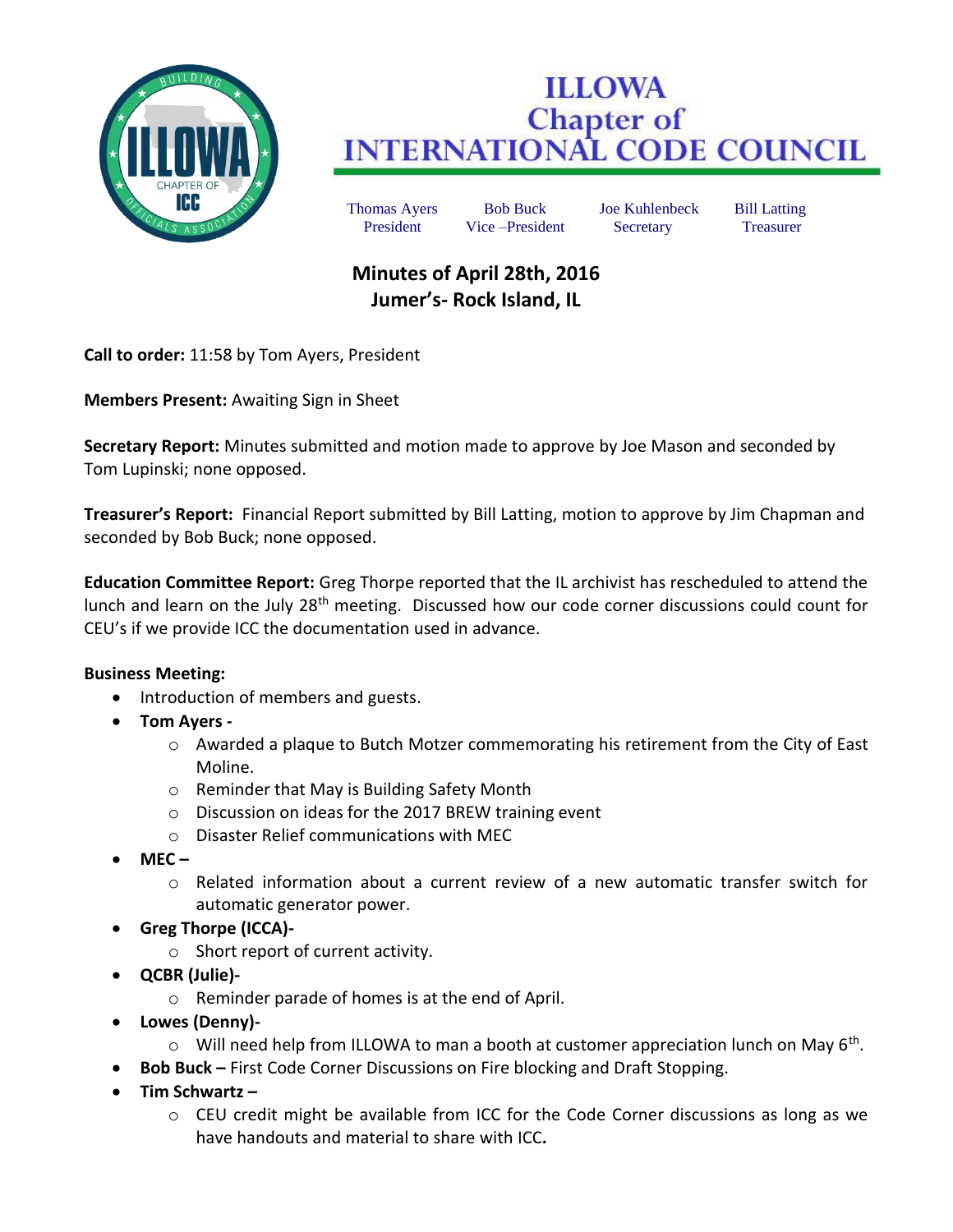# ILLOWA Chapter of INTERNATIONAL CODE COUNCIL

| Thomas Ayers | Bob Buck | Joe Kuhlenbeck | Bill Latting |
|---|---|---|---|
| President | Vice –President | Secretary | Treasurer |

## Minutes of April 28th, 2016
## Jumer's- Rock Island, IL

**Call to order:** 11:58 by Tom Ayers, President

**Members Present:** Awaiting Sign in Sheet

**Secretary Report:** Minutes submitted and motion made to approve by Joe Mason and seconded by Tom Lupinski; none opposed.

**Treasurer's Report:** Financial Report submitted by Bill Latting, motion to approve by Jim Chapman and seconded by Bob Buck; none opposed.

**Education Committee Report:** Greg Thorpe reported that the IL archivist has rescheduled to attend the lunch and learn on the July 28th meeting. Discussed how our code corner discussions could count for CEU's if we provide ICC the documentation used in advance.

**Business Meeting:**

- Introduction of members and guests.
- **Tom Ayers -**
  - Awarded a plaque to Butch Motzer commemorating his retirement from the City of East Moline.
  - Reminder that May is Building Safety Month
  - Discussion on ideas for the 2017 BREW training event
  - Disaster Relief communications with MEC
- **MEC –**
  - Related information about a current review of a new automatic transfer switch for automatic generator power.
- **Greg Thorpe (ICCA)-**
  - Short report of current activity.
- **QCBR (Julie)-**
  - Reminder parade of homes is at the end of April.
- **Lowes (Denny)-**
  - Will need help from ILLOWA to man a booth at customer appreciation lunch on May 6th.
- **Bob Buck –** First Code Corner Discussions on Fire blocking and Draft Stopping.
- **Tim Schwartz –**
  - CEU credit might be available from ICC for the Code Corner discussions as long as we have handouts and material to share with ICC.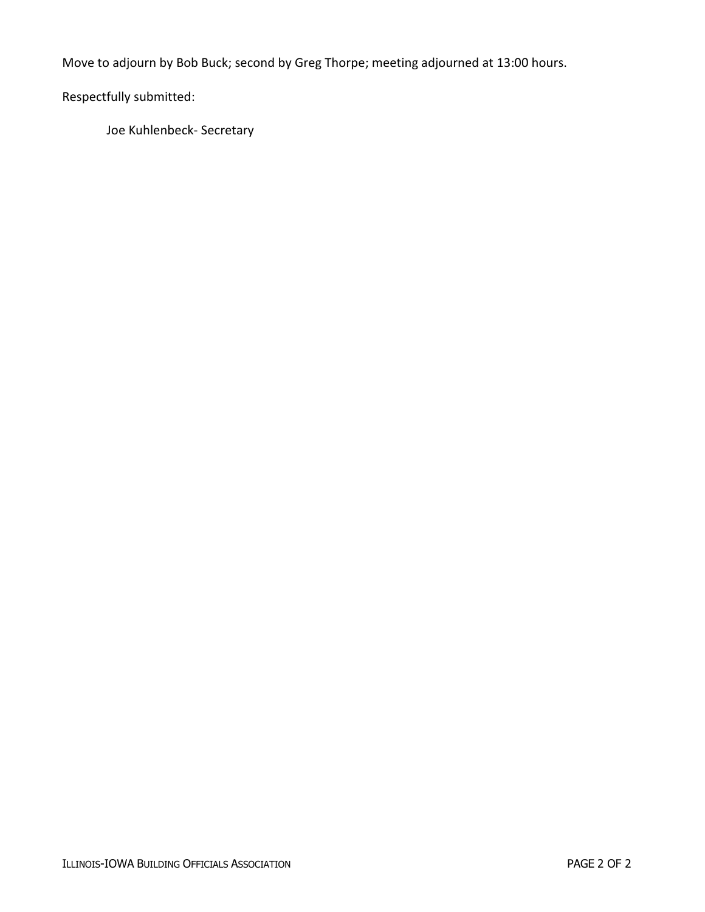Move to adjourn by Bob Buck; second by Greg Thorpe; meeting adjourned at 13:00 hours.

Respectfully submitted:

Joe Kuhlenbeck- Secretary